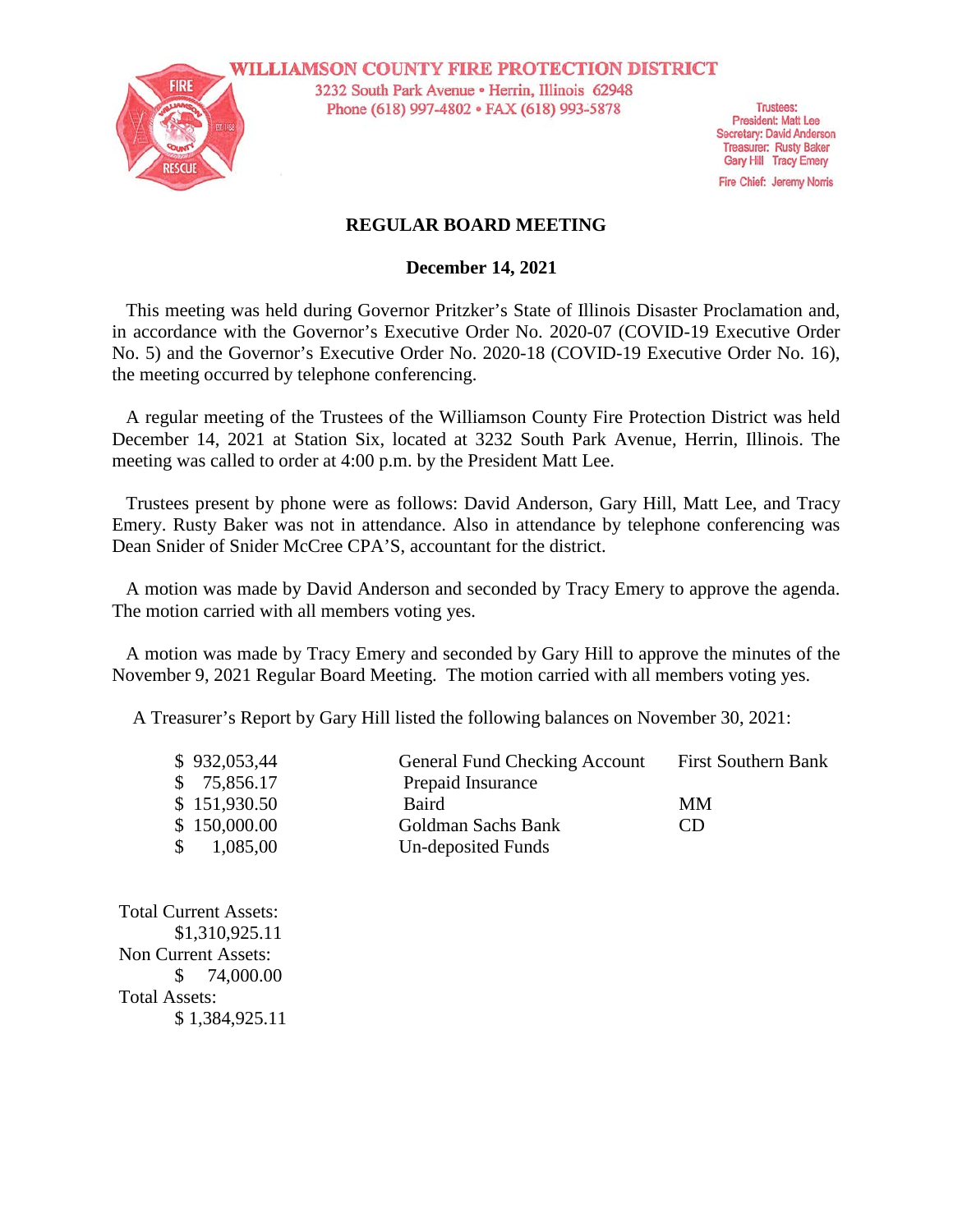WILLIAMSON COUNTY FIRE PROTECTION DISTRICT
3232 South Park Avenue • Herrin, Illinois 62948
Phone (618) 997-4802 • FAX (618) 993-5878

Trustees:
President: Matt Lee
Secretary: David Anderson
Treasurer: Rusty Baker
Gary Hill Tracy Emery
Fire Chief: Jeremy Norris

**REGULAR BOARD MEETING**

**December 14, 2021**

This meeting was held during Governor Pritzker's State of Illinois Disaster Proclamation and, in accordance with the Governor's Executive Order No. 2020-07 (COVID-19 Executive Order No. 5) and the Governor's Executive Order No. 2020-18 (COVID-19 Executive Order No. 16), the meeting occurred by telephone conferencing.

A regular meeting of the Trustees of the Williamson County Fire Protection District was held December 14, 2021 at Station Six, located at 3232 South Park Avenue, Herrin, Illinois. The meeting was called to order at 4:00 p.m. by the President Matt Lee.

Trustees present by phone were as follows: David Anderson, Gary Hill, Matt Lee, and Tracy Emery. Rusty Baker was not in attendance. Also in attendance by telephone conferencing was Dean Snider of Snider McCree CPA'S, accountant for the district.

A motion was made by David Anderson and seconded by Tracy Emery to approve the agenda. The motion carried with all members voting yes.

A motion was made by Tracy Emery and seconded by Gary Hill to approve the minutes of the November 9, 2021 Regular Board Meeting. The motion carried with all members voting yes.

A Treasurer's Report by Gary Hill listed the following balances on November 30, 2021:

| | | |
|---|---|---|
| $ 932,053,44 | General Fund Checking Account | First Southern Bank |
| $ 75,856.17 | Prepaid Insurance | |
| $ 151,930.50 | Baird | MM |
| $ 150,000.00 | Goldman Sachs Bank | CD |
| $ 1,085,00 | Un-deposited Funds | |

Total Current Assets:
$1,310,925.11
Non Current Assets:
$ 74,000.00
Total Assets:
$ 1,384,925.11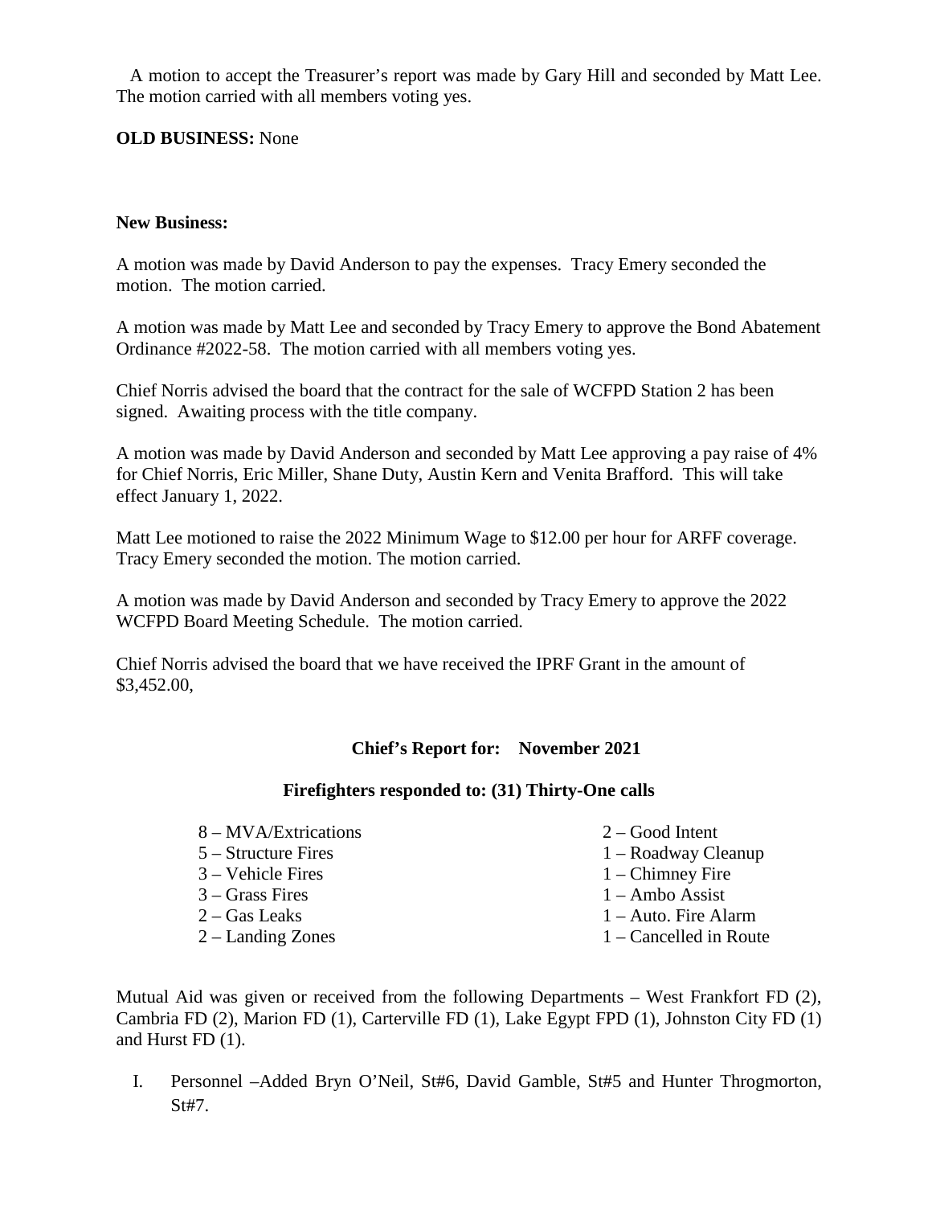A motion to accept the Treasurer's report was made by Gary Hill and seconded by Matt Lee. The motion carried with all members voting yes.

**OLD BUSINESS:** None

**New Business:**

A motion was made by David Anderson to pay the expenses. Tracy Emery seconded the motion. The motion carried.

A motion was made by Matt Lee and seconded by Tracy Emery to approve the Bond Abatement Ordinance #2022-58. The motion carried with all members voting yes.

Chief Norris advised the board that the contract for the sale of WCFPD Station 2 has been signed. Awaiting process with the title company.

A motion was made by David Anderson and seconded by Matt Lee approving a pay raise of 4% for Chief Norris, Eric Miller, Shane Duty, Austin Kern and Venita Brafford. This will take effect January 1, 2022.

Matt Lee motioned to raise the 2022 Minimum Wage to $12.00 per hour for ARFF coverage. Tracy Emery seconded the motion. The motion carried.

A motion was made by David Anderson and seconded by Tracy Emery to approve the 2022 WCFPD Board Meeting Schedule. The motion carried.

Chief Norris advised the board that we have received the IPRF Grant in the amount of $3,452.00,

**Chief's Report for: November 2021**

**Firefighters responded to: (31) Thirty-One calls**

- 8 – MVA/Extrications
- 5 – Structure Fires
- 3 – Vehicle Fires
- 3 – Grass Fires
- 2 – Gas Leaks
- 2 – Landing Zones
- 2 – Good Intent
- 1 – Roadway Cleanup
- 1 – Chimney Fire
- 1 – Ambo Assist
- 1 – Auto. Fire Alarm
- 1 – Cancelled in Route

Mutual Aid was given or received from the following Departments – West Frankfort FD (2), Cambria FD (2), Marion FD (1), Carterville FD (1), Lake Egypt FPD (1), Johnston City FD (1) and Hurst FD (1).

I. Personnel –Added Bryn O'Neil, St#6, David Gamble, St#5 and Hunter Throgmorton, St#7.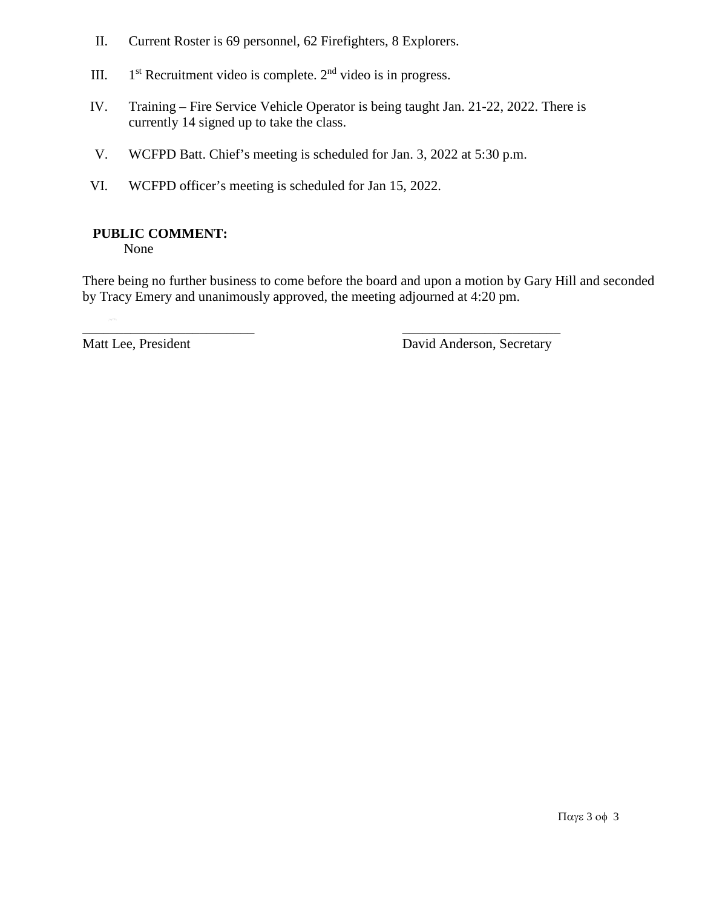II. Current Roster is 69 personnel, 62 Firefighters, 8 Explorers.

III. 1st Recruitment video is complete. 2nd video is in progress.

IV. Training – Fire Service Vehicle Operator is being taught Jan. 21-22, 2022. There is currently 14 signed up to take the class.

V. WCFPD Batt. Chief's meeting is scheduled for Jan. 3, 2022 at 5:30 p.m.

VI. WCFPD officer's meeting is scheduled for Jan 15, 2022.

**PUBLIC COMMENT:**
None

There being no further business to come before the board and upon a motion by Gary Hill and seconded by Tracy Emery and unanimously approved, the meeting adjourned at 4:20 pm.

_________________________ _______________________
Matt Lee, President David Anderson, Secretary